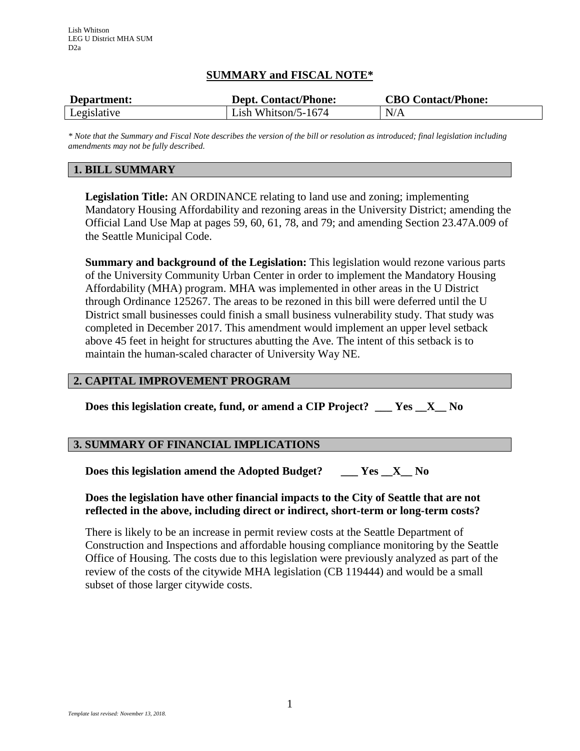Lish Whitson
LEG U District MHA SUM
D2a

## SUMMARY and FISCAL NOTE*

| Department: | Dept. Contact/Phone: | CBO Contact/Phone: |
|---|---|---|
| Legislative | Lish Whitson/5-1674 | N/A |

*\* Note that the Summary and Fiscal Note describes the version of the bill or resolution as introduced; final legislation including amendments may not be fully described.*

### 1. BILL SUMMARY

**Legislation Title:** AN ORDINANCE relating to land use and zoning; implementing Mandatory Housing Affordability and rezoning areas in the University District; amending the Official Land Use Map at pages 59, 60, 61, 78, and 79; and amending Section 23.47A.009 of the Seattle Municipal Code.

**Summary and background of the Legislation:** This legislation would rezone various parts of the University Community Urban Center in order to implement the Mandatory Housing Affordability (MHA) program. MHA was implemented in other areas in the U District through Ordinance 125267. The areas to be rezoned in this bill were deferred until the U District small businesses could finish a small business vulnerability study. That study was completed in December 2017. This amendment would implement an upper level setback above 45 feet in height for structures abutting the Ave. The intent of this setback is to maintain the human-scaled character of University Way NE.

### 2. CAPITAL IMPROVEMENT PROGRAM

**Does this legislation create, fund, or amend a CIP Project? \_\_\_ Yes \_\_X\_\_ No**

### 3. SUMMARY OF FINANCIAL IMPLICATIONS

**Does this legislation amend the Adopted Budget? \_\_\_ Yes \_\_X\_\_ No**

**Does the legislation have other financial impacts to the City of Seattle that are not reflected in the above, including direct or indirect, short-term or long-term costs?**

There is likely to be an increase in permit review costs at the Seattle Department of Construction and Inspections and affordable housing compliance monitoring by the Seattle Office of Housing. The costs due to this legislation were previously analyzed as part of the review of the costs of the citywide MHA legislation (CB 119444) and would be a small subset of those larger citywide costs.

*Template last revised: November 13, 2018.*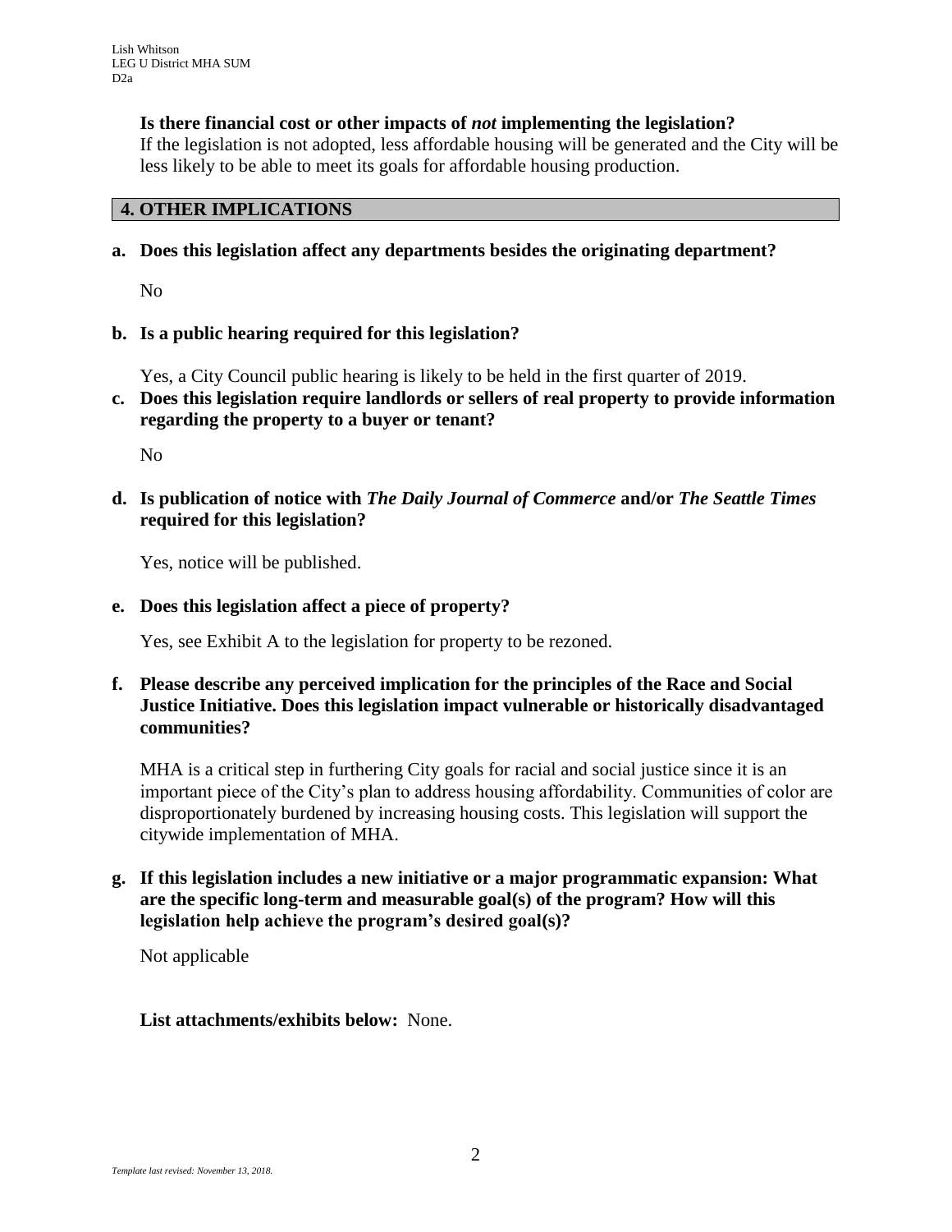**Is there financial cost or other impacts of *not* implementing the legislation?**

If the legislation is not adopted, less affordable housing will be generated and the City will be less likely to be able to meet its goals for affordable housing production.

## 4. OTHER IMPLICATIONS

**a. Does this legislation affect any departments besides the originating department?**

No

**b. Is a public hearing required for this legislation?**

Yes, a City Council public hearing is likely to be held in the first quarter of 2019.

**c. Does this legislation require landlords or sellers of real property to provide information regarding the property to a buyer or tenant?**

No

**d. Is publication of notice with *The Daily Journal of Commerce* and/or *The Seattle Times* required for this legislation?**

Yes, notice will be published.

**e. Does this legislation affect a piece of property?**

Yes, see Exhibit A to the legislation for property to be rezoned.

**f. Please describe any perceived implication for the principles of the Race and Social Justice Initiative. Does this legislation impact vulnerable or historically disadvantaged communities?**

MHA is a critical step in furthering City goals for racial and social justice since it is an important piece of the City's plan to address housing affordability. Communities of color are disproportionately burdened by increasing housing costs. This legislation will support the citywide implementation of MHA.

**g. If this legislation includes a new initiative or a major programmatic expansion: What are the specific long-term and measurable goal(s) of the program? How will this legislation help achieve the program's desired goal(s)?**

Not applicable

**List attachments/exhibits below:** None.